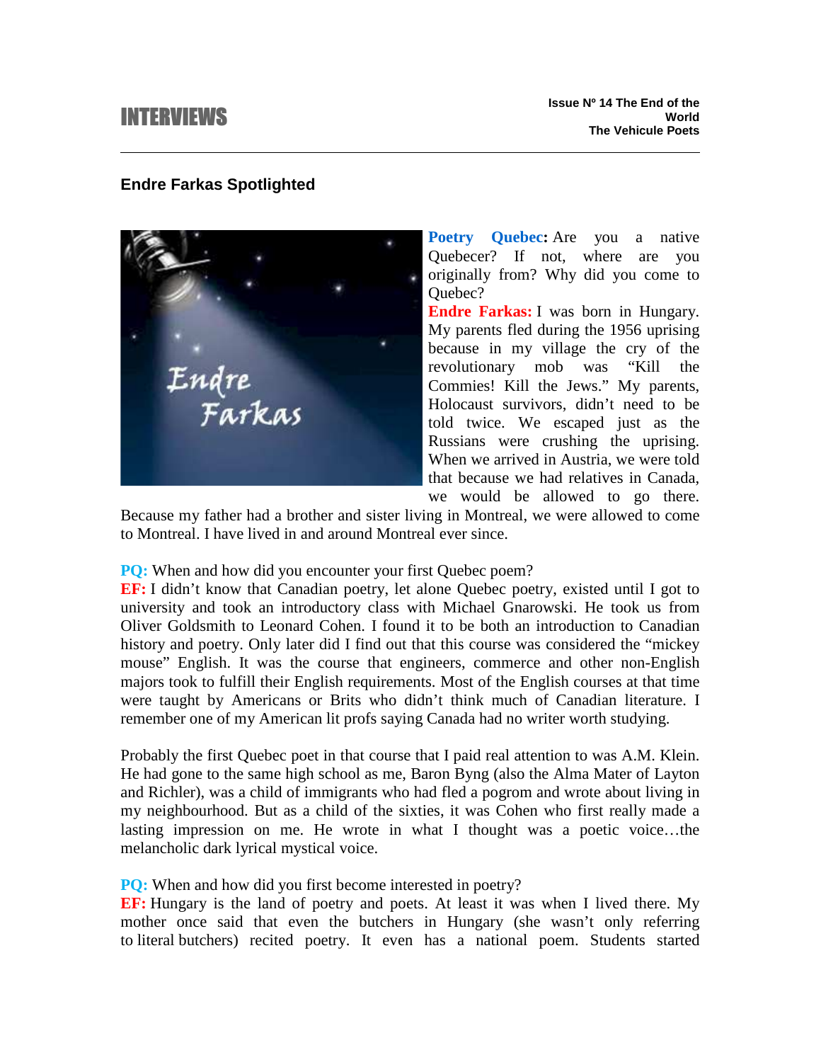# INTERVIEWS

**Issue Nº 14 The End of the World**
**The Vehicule Poets**

## Endre Farkas Spotlighted

**Poetry Quebec:** Are you a native Quebecer? If not, where are you originally from? Why did you come to Quebec?

**Endre Farkas:** I was born in Hungary. My parents fled during the 1956 uprising because in my village the cry of the revolutionary mob was "Kill the Commies! Kill the Jews." My parents, Holocaust survivors, didn't need to be told twice. We escaped just as the Russians were crushing the uprising. When we arrived in Austria, we were told that because we had relatives in Canada, we would be allowed to go there. Because my father had a brother and sister living in Montreal, we were allowed to come to Montreal. I have lived in and around Montreal ever since.

**PQ:** When and how did you encounter your first Quebec poem?

**EF:** I didn't know that Canadian poetry, let alone Quebec poetry, existed until I got to university and took an introductory class with Michael Gnarowski. He took us from Oliver Goldsmith to Leonard Cohen. I found it to be both an introduction to Canadian history and poetry. Only later did I find out that this course was considered the "mickey mouse" English. It was the course that engineers, commerce and other non-English majors took to fulfill their English requirements. Most of the English courses at that time were taught by Americans or Brits who didn't think much of Canadian literature. I remember one of my American lit profs saying Canada had no writer worth studying.

Probably the first Quebec poet in that course that I paid real attention to was A.M. Klein. He had gone to the same high school as me, Baron Byng (also the Alma Mater of Layton and Richler), was a child of immigrants who had fled a pogrom and wrote about living in my neighbourhood. But as a child of the sixties, it was Cohen who first really made a lasting impression on me. He wrote in what I thought was a poetic voice…the melancholic dark lyrical mystical voice.

**PQ:** When and how did you first become interested in poetry?

**EF:** Hungary is the land of poetry and poets. At least it was when I lived there. My mother once said that even the butchers in Hungary (she wasn't only referring to literal butchers) recited poetry. It even has a national poem. Students started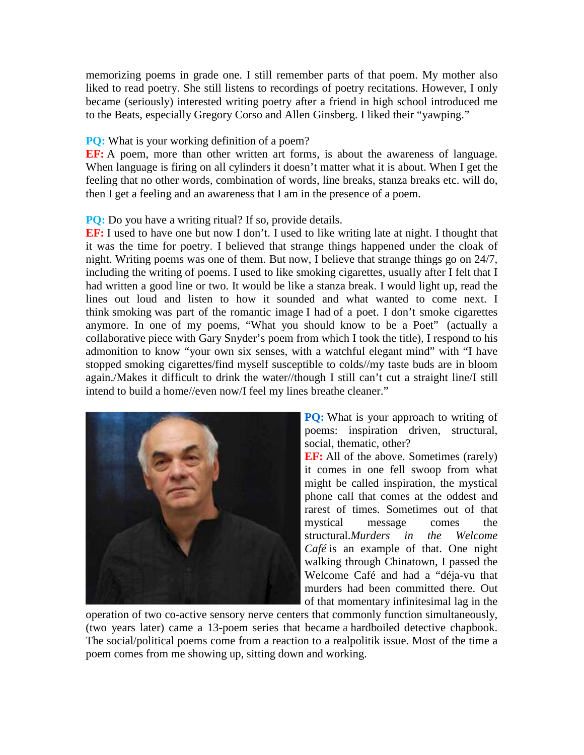memorizing poems in grade one. I still remember parts of that poem. My mother also liked to read poetry. She still listens to recordings of poetry recitations. However, I only became (seriously) interested writing poetry after a friend in high school introduced me to the Beats, especially Gregory Corso and Allen Ginsberg. I liked their "yawping."

**PQ:** What is your working definition of a poem?
**EF:** A poem, more than other written art forms, is about the awareness of language. When language is firing on all cylinders it doesn't matter what it is about. When I get the feeling that no other words, combination of words, line breaks, stanza breaks etc. will do, then I get a feeling and an awareness that I am in the presence of a poem.

**PQ:** Do you have a writing ritual? If so, provide details.
**EF:** I used to have one but now I don't. I used to like writing late at night. I thought that it was the time for poetry. I believed that strange things happened under the cloak of night. Writing poems was one of them. But now, I believe that strange things go on 24/7, including the writing of poems. I used to like smoking cigarettes, usually after I felt that I had written a good line or two. It would be like a stanza break. I would light up, read the lines out loud and listen to how it sounded and what wanted to come next. I think smoking was part of the romantic image I had of a poet. I don't smoke cigarettes anymore. In one of my poems, "What you should know to be a Poet" (actually a collaborative piece with Gary Snyder's poem from which I took the title), I respond to his admonition to know "your own six senses, with a watchful elegant mind" with "I have stopped smoking cigarettes/find myself susceptible to colds//my taste buds are in bloom again./Makes it difficult to drink the water//though I still can't cut a straight line/I still intend to build a home//even now/I feel my lines breathe cleaner."

**PQ:** What is your approach to writing of poems: inspiration driven, structural, social, thematic, other?
**EF:** All of the above. Sometimes (rarely) it comes in one fell swoop from what might be called inspiration, the mystical phone call that comes at the oddest and rarest of times. Sometimes out of that mystical message comes the structural.*Murders in the Welcome Café* is an example of that. One night walking through Chinatown, I passed the Welcome Café and had a "déja-vu that murders had been committed there. Out of that momentary infinitesimal lag in the operation of two co-active sensory nerve centers that commonly function simultaneously, (two years later) came a 13-poem series that became a hardboiled detective chapbook. The social/political poems come from a reaction to a realpolitik issue. Most of the time a poem comes from me showing up, sitting down and working.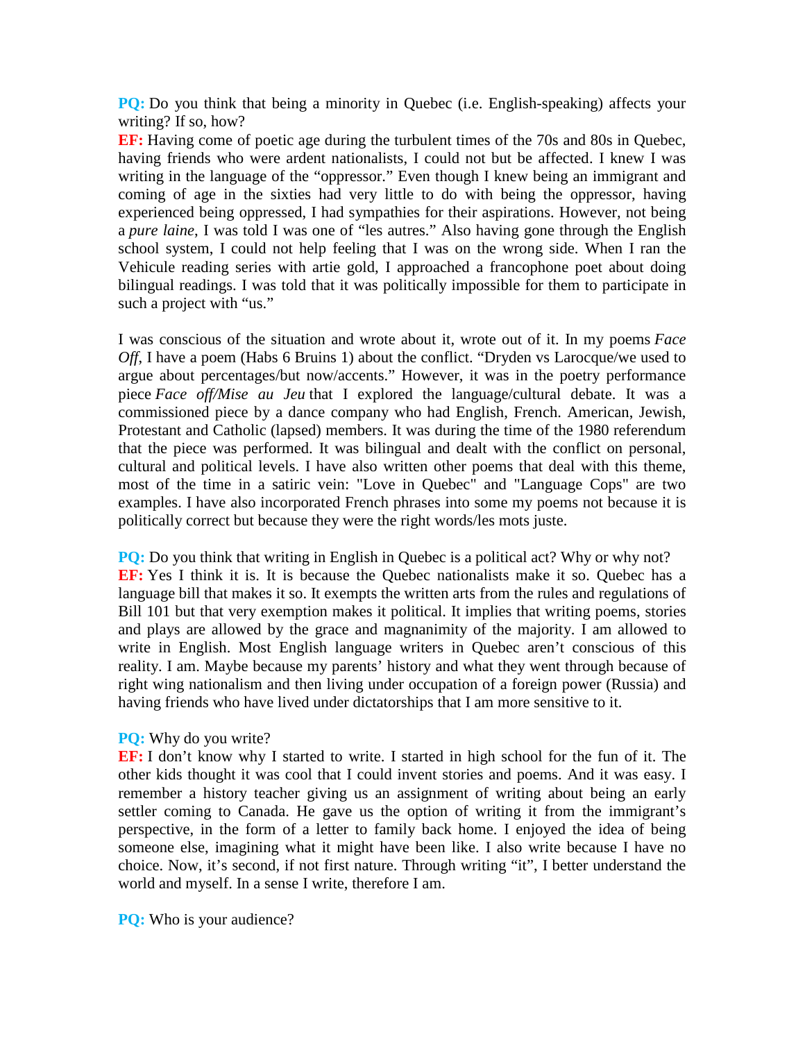**PQ:** Do you think that being a minority in Quebec (i.e. English-speaking) affects your writing? If so, how?
**EF:** Having come of poetic age during the turbulent times of the 70s and 80s in Quebec, having friends who were ardent nationalists, I could not but be affected. I knew I was writing in the language of the "oppressor." Even though I knew being an immigrant and coming of age in the sixties had very little to do with being the oppressor, having experienced being oppressed, I had sympathies for their aspirations. However, not being a *pure laine*, I was told I was one of "les autres." Also having gone through the English school system, I could not help feeling that I was on the wrong side. When I ran the Vehicule reading series with artie gold, I approached a francophone poet about doing bilingual readings. I was told that it was politically impossible for them to participate in such a project with "us."

I was conscious of the situation and wrote about it, wrote out of it. In my poems *Face Off*, I have a poem (Habs 6 Bruins 1) about the conflict. "Dryden vs Larocque/we used to argue about percentages/but now/accents." However, it was in the poetry performance piece *Face off/Mise au Jeu* that I explored the language/cultural debate. It was a commissioned piece by a dance company who had English, French. American, Jewish, Protestant and Catholic (lapsed) members. It was during the time of the 1980 referendum that the piece was performed. It was bilingual and dealt with the conflict on personal, cultural and political levels. I have also written other poems that deal with this theme, most of the time in a satiric vein: "Love in Quebec" and "Language Cops" are two examples. I have also incorporated French phrases into some my poems not because it is politically correct but because they were the right words/les mots juste.

**PQ:** Do you think that writing in English in Quebec is a political act? Why or why not?
**EF:** Yes I think it is. It is because the Quebec nationalists make it so. Quebec has a language bill that makes it so. It exempts the written arts from the rules and regulations of Bill 101 but that very exemption makes it political. It implies that writing poems, stories and plays are allowed by the grace and magnanimity of the majority. I am allowed to write in English. Most English language writers in Quebec aren't conscious of this reality. I am. Maybe because my parents' history and what they went through because of right wing nationalism and then living under occupation of a foreign power (Russia) and having friends who have lived under dictatorships that I am more sensitive to it.

**PQ:** Why do you write?
**EF:** I don't know why I started to write. I started in high school for the fun of it. The other kids thought it was cool that I could invent stories and poems. And it was easy. I remember a history teacher giving us an assignment of writing about being an early settler coming to Canada. He gave us the option of writing it from the immigrant's perspective, in the form of a letter to family back home. I enjoyed the idea of being someone else, imagining what it might have been like. I also write because I have no choice. Now, it's second, if not first nature. Through writing "it", I better understand the world and myself. In a sense I write, therefore I am.

**PQ:** Who is your audience?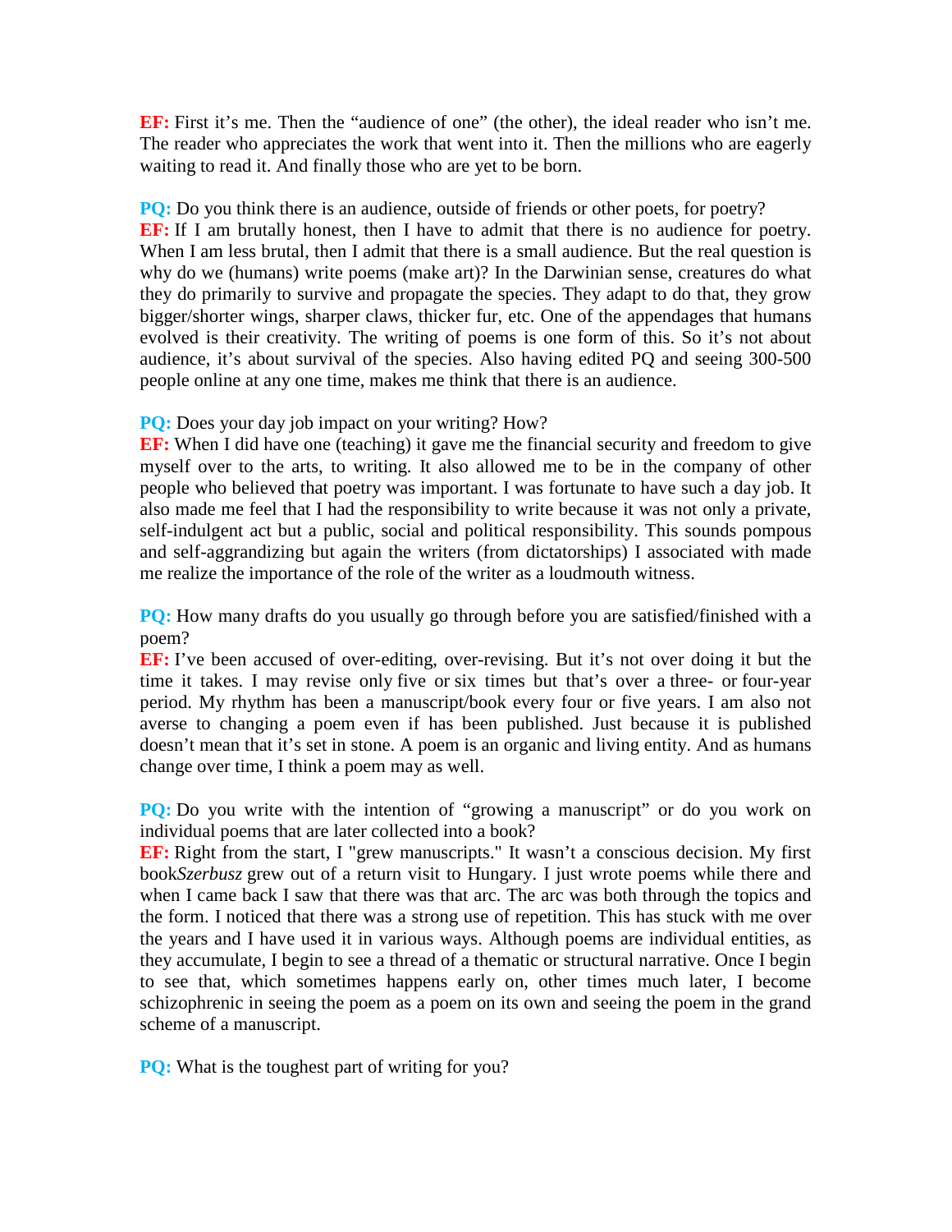**EF:** First it's me. Then the "audience of one" (the other), the ideal reader who isn't me. The reader who appreciates the work that went into it. Then the millions who are eagerly waiting to read it. And finally those who are yet to be born.

**PQ:** Do you think there is an audience, outside of friends or other poets, for poetry?
**EF:** If I am brutally honest, then I have to admit that there is no audience for poetry. When I am less brutal, then I admit that there is a small audience. But the real question is why do we (humans) write poems (make art)? In the Darwinian sense, creatures do what they do primarily to survive and propagate the species. They adapt to do that, they grow bigger/shorter wings, sharper claws, thicker fur, etc. One of the appendages that humans evolved is their creativity. The writing of poems is one form of this. So it's not about audience, it's about survival of the species. Also having edited PQ and seeing 300-500 people online at any one time, makes me think that there is an audience.

**PQ:** Does your day job impact on your writing? How?
**EF:** When I did have one (teaching) it gave me the financial security and freedom to give myself over to the arts, to writing. It also allowed me to be in the company of other people who believed that poetry was important. I was fortunate to have such a day job. It also made me feel that I had the responsibility to write because it was not only a private, self-indulgent act but a public, social and political responsibility. This sounds pompous and self-aggrandizing but again the writers (from dictatorships) I associated with made me realize the importance of the role of the writer as a loudmouth witness.

**PQ:** How many drafts do you usually go through before you are satisfied/finished with a poem?
**EF:** I've been accused of over-editing, over-revising. But it's not over doing it but the time it takes. I may revise only five or six times but that's over a three- or four-year period. My rhythm has been a manuscript/book every four or five years. I am also not averse to changing a poem even if has been published. Just because it is published doesn't mean that it's set in stone. A poem is an organic and living entity. And as humans change over time, I think a poem may as well.

**PQ:** Do you write with the intention of "growing a manuscript" or do you work on individual poems that are later collected into a book?
**EF:** Right from the start, I "grew manuscripts." It wasn't a conscious decision. My first book*Szerbusz* grew out of a return visit to Hungary. I just wrote poems while there and when I came back I saw that there was that arc. The arc was both through the topics and the form. I noticed that there was a strong use of repetition. This has stuck with me over the years and I have used it in various ways. Although poems are individual entities, as they accumulate, I begin to see a thread of a thematic or structural narrative. Once I begin to see that, which sometimes happens early on, other times much later, I become schizophrenic in seeing the poem as a poem on its own and seeing the poem in the grand scheme of a manuscript.

**PQ:** What is the toughest part of writing for you?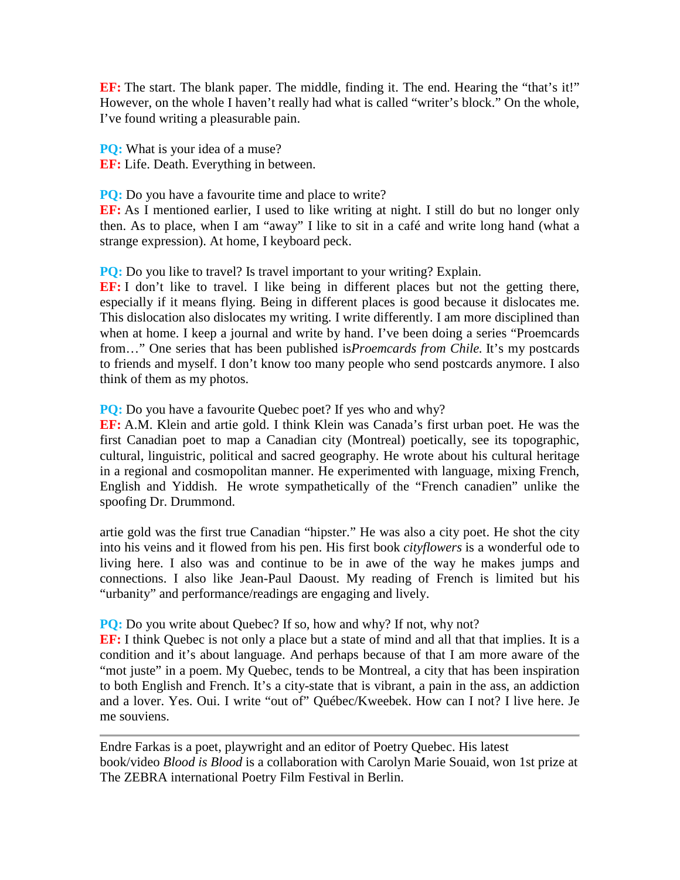**EF:** The start. The blank paper. The middle, finding it. The end. Hearing the "that's it!" However, on the whole I haven't really had what is called "writer's block." On the whole, I've found writing a pleasurable pain.

**PQ:** What is your idea of a muse?
**EF:** Life. Death. Everything in between.

**PQ:** Do you have a favourite time and place to write?
**EF:** As I mentioned earlier, I used to like writing at night. I still do but no longer only then. As to place, when I am "away" I like to sit in a café and write long hand (what a strange expression). At home, I keyboard peck.

**PQ:** Do you like to travel? Is travel important to your writing? Explain.
**EF:** I don't like to travel. I like being in different places but not the getting there, especially if it means flying. Being in different places is good because it dislocates me. This dislocation also dislocates my writing. I write differently. I am more disciplined than when at home. I keep a journal and write by hand. I've been doing a series "Proemcards from…" One series that has been published is*Proemcards from Chile.* It's my postcards to friends and myself. I don't know too many people who send postcards anymore. I also think of them as my photos.

**PQ:** Do you have a favourite Quebec poet? If yes who and why?
**EF:** A.M. Klein and artie gold. I think Klein was Canada's first urban poet. He was the first Canadian poet to map a Canadian city (Montreal) poetically, see its topographic, cultural, linguistric, political and sacred geography. He wrote about his cultural heritage in a regional and cosmopolitan manner. He experimented with language, mixing French, English and Yiddish. He wrote sympathetically of the "French canadien" unlike the spoofing Dr. Drummond.

artie gold was the first true Canadian "hipster." He was also a city poet. He shot the city into his veins and it flowed from his pen. His first book *cityflowers* is a wonderful ode to living here. I also was and continue to be in awe of the way he makes jumps and connections. I also like Jean-Paul Daoust. My reading of French is limited but his "urbanity" and performance/readings are engaging and lively.

**PQ:** Do you write about Quebec? If so, how and why? If not, why not?
**EF:** I think Quebec is not only a place but a state of mind and all that that implies. It is a condition and it's about language. And perhaps because of that I am more aware of the "mot juste" in a poem. My Quebec, tends to be Montreal, a city that has been inspiration to both English and French. It's a city-state that is vibrant, a pain in the ass, an addiction and a lover. Yes. Oui. I write "out of" Québec/Kweebek. How can I not? I live here. Je me souviens.

---

Endre Farkas is a poet, playwright and an editor of Poetry Quebec. His latest book/video *Blood is Blood* is a collaboration with Carolyn Marie Souaid, won 1st prize at The ZEBRA international Poetry Film Festival in Berlin.